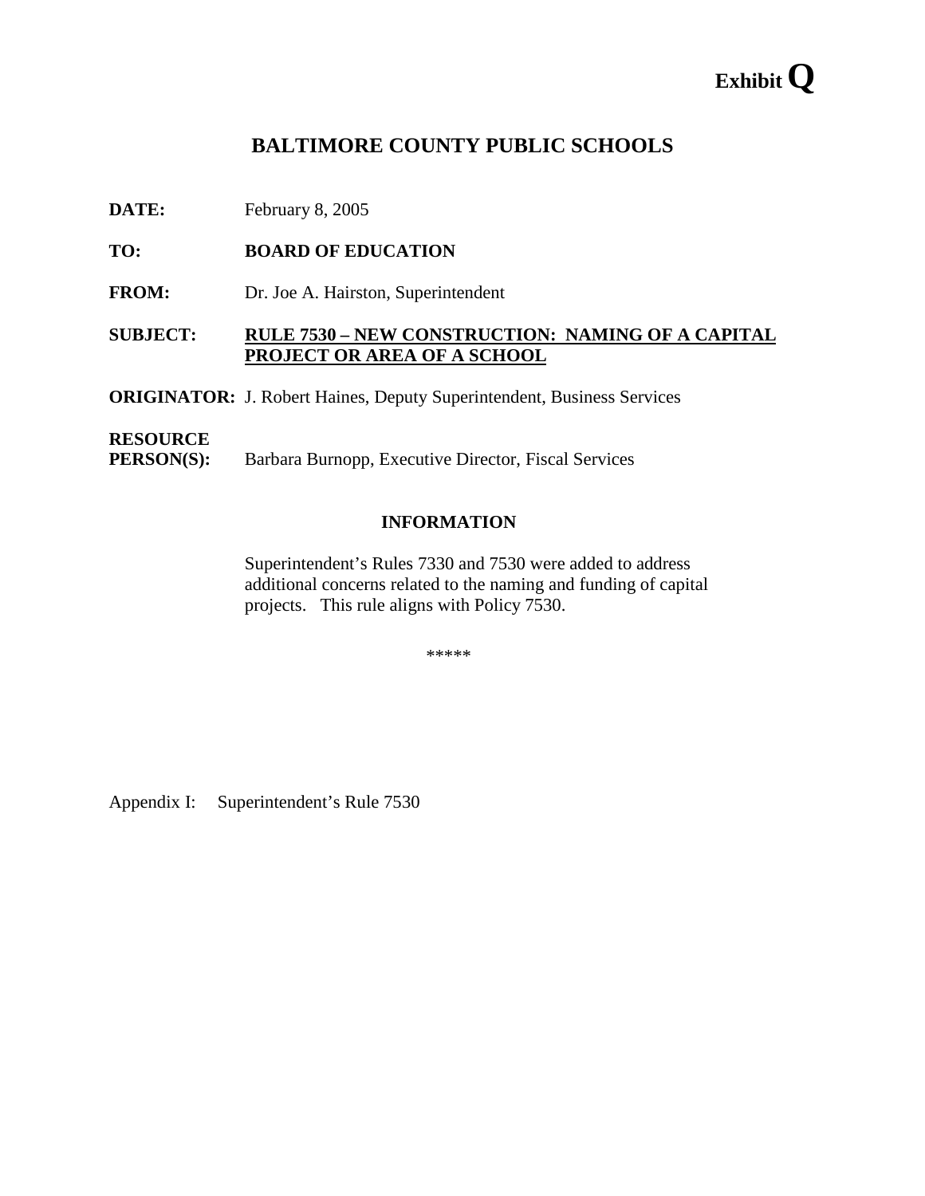**Exhibit Q**

# BALTIMORE COUNTY PUBLIC SCHOOLS

**DATE:** February 8, 2005

**TO:** **BOARD OF EDUCATION**

**FROM:** Dr. Joe A. Hairston, Superintendent

**SUBJECT:** **RULE 7530 – NEW CONSTRUCTION: NAMING OF A CAPITAL PROJECT OR AREA OF A SCHOOL**

**ORIGINATOR:** J. Robert Haines, Deputy Superintendent, Business Services

**RESOURCE PERSON(S):** Barbara Burnopp, Executive Director, Fiscal Services

## INFORMATION

Superintendent's Rules 7330 and 7530 were added to address additional concerns related to the naming and funding of capital projects. This rule aligns with Policy 7530.

*****

Appendix I: Superintendent's Rule 7530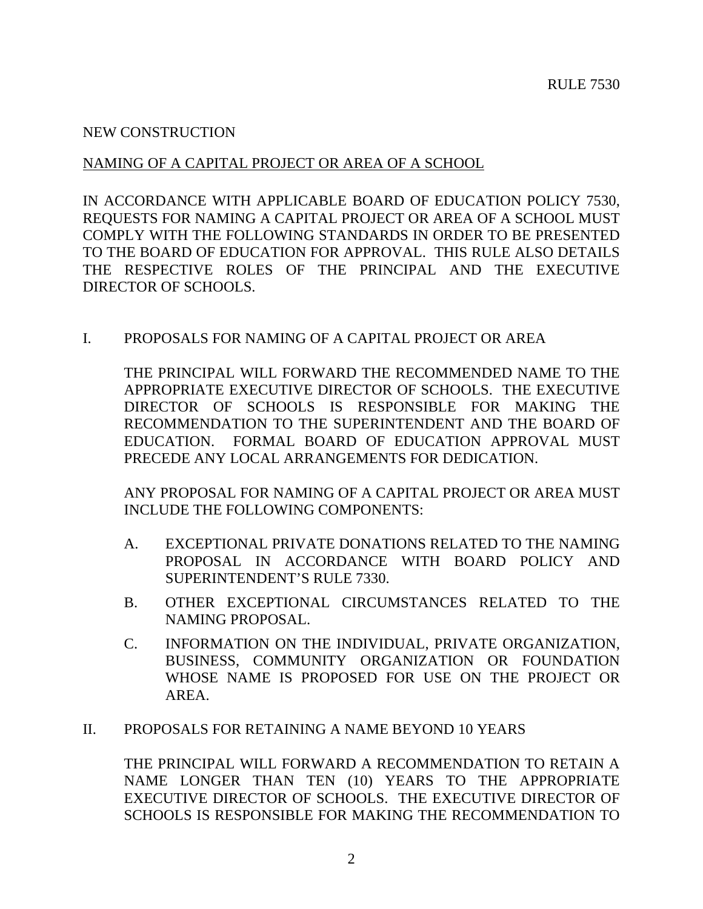RULE 7530

NEW CONSTRUCTION

NAMING OF A CAPITAL PROJECT OR AREA OF A SCHOOL

IN ACCORDANCE WITH APPLICABLE BOARD OF EDUCATION POLICY 7530, REQUESTS FOR NAMING A CAPITAL PROJECT OR AREA OF A SCHOOL MUST COMPLY WITH THE FOLLOWING STANDARDS IN ORDER TO BE PRESENTED TO THE BOARD OF EDUCATION FOR APPROVAL. THIS RULE ALSO DETAILS THE RESPECTIVE ROLES OF THE PRINCIPAL AND THE EXECUTIVE DIRECTOR OF SCHOOLS.

I. PROPOSALS FOR NAMING OF A CAPITAL PROJECT OR AREA

THE PRINCIPAL WILL FORWARD THE RECOMMENDED NAME TO THE APPROPRIATE EXECUTIVE DIRECTOR OF SCHOOLS. THE EXECUTIVE DIRECTOR OF SCHOOLS IS RESPONSIBLE FOR MAKING THE RECOMMENDATION TO THE SUPERINTENDENT AND THE BOARD OF EDUCATION. FORMAL BOARD OF EDUCATION APPROVAL MUST PRECEDE ANY LOCAL ARRANGEMENTS FOR DEDICATION.

ANY PROPOSAL FOR NAMING OF A CAPITAL PROJECT OR AREA MUST INCLUDE THE FOLLOWING COMPONENTS:

A. EXCEPTIONAL PRIVATE DONATIONS RELATED TO THE NAMING PROPOSAL IN ACCORDANCE WITH BOARD POLICY AND SUPERINTENDENT'S RULE 7330.

B. OTHER EXCEPTIONAL CIRCUMSTANCES RELATED TO THE NAMING PROPOSAL.

C. INFORMATION ON THE INDIVIDUAL, PRIVATE ORGANIZATION, BUSINESS, COMMUNITY ORGANIZATION OR FOUNDATION WHOSE NAME IS PROPOSED FOR USE ON THE PROJECT OR AREA.

II. PROPOSALS FOR RETAINING A NAME BEYOND 10 YEARS

THE PRINCIPAL WILL FORWARD A RECOMMENDATION TO RETAIN A NAME LONGER THAN TEN (10) YEARS TO THE APPROPRIATE EXECUTIVE DIRECTOR OF SCHOOLS. THE EXECUTIVE DIRECTOR OF SCHOOLS IS RESPONSIBLE FOR MAKING THE RECOMMENDATION TO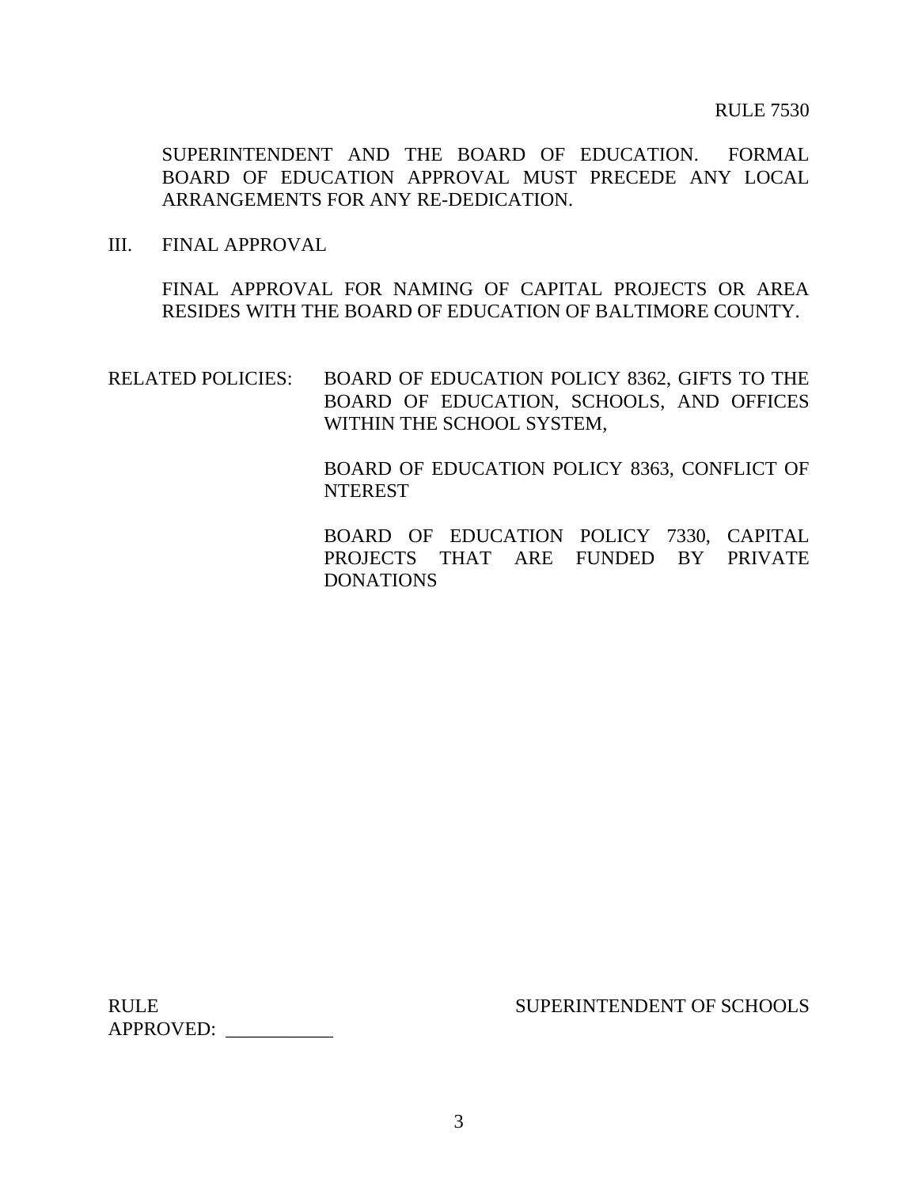SUPERINTENDENT AND THE BOARD OF EDUCATION. FORMAL BOARD OF EDUCATION APPROVAL MUST PRECEDE ANY LOCAL ARRANGEMENTS FOR ANY RE-DEDICATION.

III. FINAL APPROVAL

FINAL APPROVAL FOR NAMING OF CAPITAL PROJECTS OR AREA RESIDES WITH THE BOARD OF EDUCATION OF BALTIMORE COUNTY.

RELATED POLICIES: BOARD OF EDUCATION POLICY 8362, GIFTS TO THE BOARD OF EDUCATION, SCHOOLS, AND OFFICES WITHIN THE SCHOOL SYSTEM,

BOARD OF EDUCATION POLICY 8363, CONFLICT OF NTEREST

BOARD OF EDUCATION POLICY 7330, CAPITAL PROJECTS THAT ARE FUNDED BY PRIVATE DONATIONS

RULE APPROVED: ___________

SUPERINTENDENT OF SCHOOLS